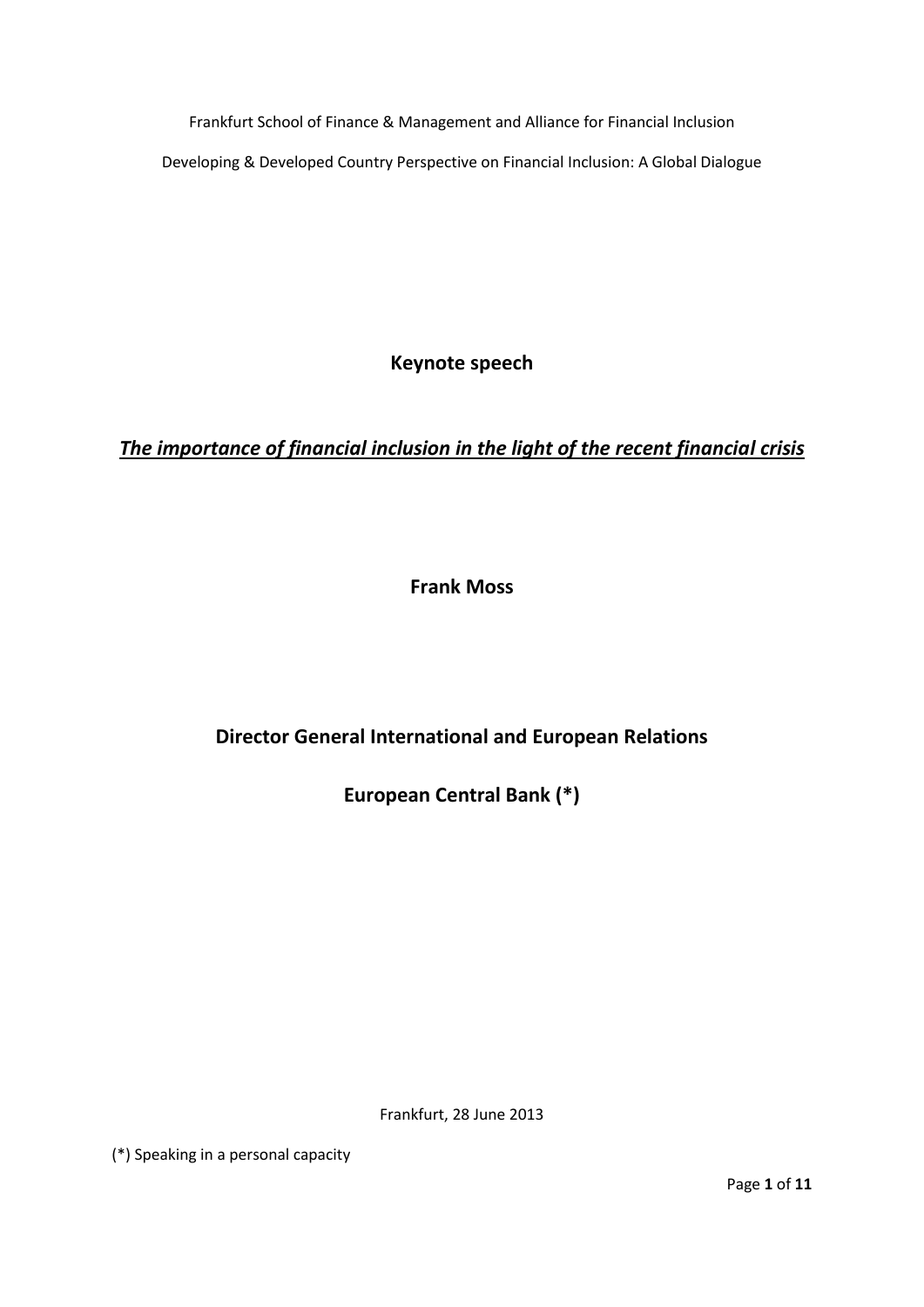Frankfurt School of Finance & Management and Alliance for Financial Inclusion

Developing & Developed Country Perspective on Financial Inclusion: A Global Dialogue

**Keynote speech**

# ***The importance of financial inclusion in the light of the recent financial crisis***

**Frank Moss**

**Director General International and European Relations**

**European Central Bank (*)**

Frankfurt, 28 June 2013

(*) Speaking in a personal capacity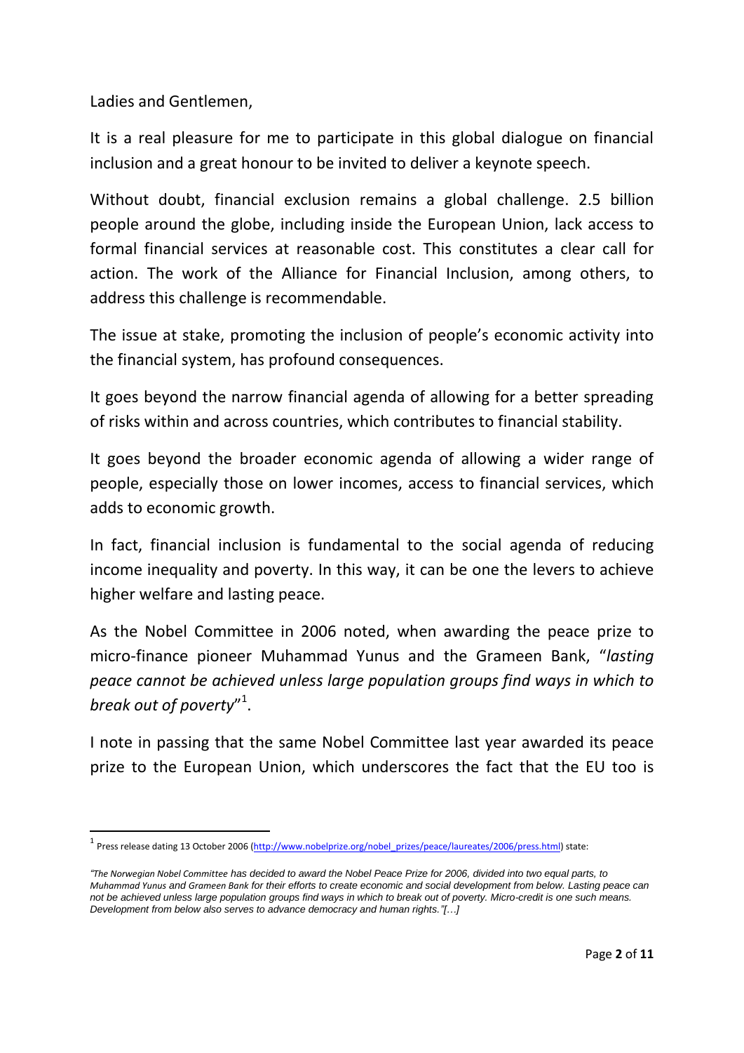Ladies and Gentlemen,

It is a real pleasure for me to participate in this global dialogue on financial inclusion and a great honour to be invited to deliver a keynote speech.

Without doubt, financial exclusion remains a global challenge. 2.5 billion people around the globe, including inside the European Union, lack access to formal financial services at reasonable cost. This constitutes a clear call for action. The work of the Alliance for Financial Inclusion, among others, to address this challenge is recommendable.

The issue at stake, promoting the inclusion of people's economic activity into the financial system, has profound consequences.

It goes beyond the narrow financial agenda of allowing for a better spreading of risks within and across countries, which contributes to financial stability.

It goes beyond the broader economic agenda of allowing a wider range of people, especially those on lower incomes, access to financial services, which adds to economic growth.

In fact, financial inclusion is fundamental to the social agenda of reducing income inequality and poverty. In this way, it can be one the levers to achieve higher welfare and lasting peace.

As the Nobel Committee in 2006 noted, when awarding the peace prize to micro-finance pioneer Muhammad Yunus and the Grameen Bank, "*lasting peace cannot be achieved unless large population groups find ways in which to break out of poverty*"[1].

I note in passing that the same Nobel Committee last year awarded its peace prize to the European Union, which underscores the fact that the EU too is

---

[1] Press release dating 13 October 2006 (http://www.nobelprize.org/nobel_prizes/peace/laureates/2006/press.html) state:

*"The Norwegian Nobel Committee has decided to award the Nobel Peace Prize for 2006, divided into two equal parts, to Muhammad Yunus and Grameen Bank for their efforts to create economic and social development from below. Lasting peace can not be achieved unless large population groups find ways in which to break out of poverty. Micro-credit is one such means. Development from below also serves to advance democracy and human rights."[…]*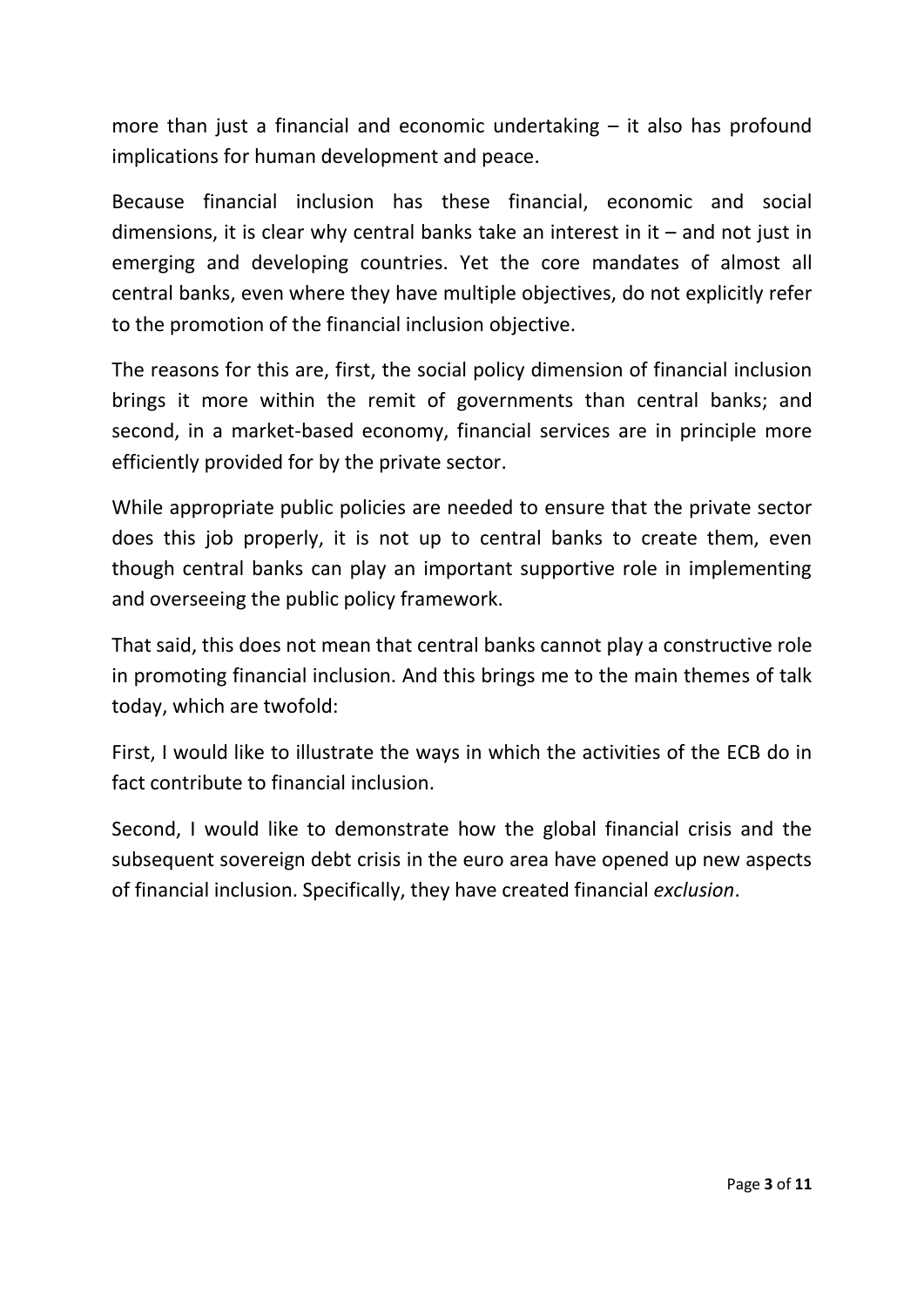more than just a financial and economic undertaking – it also has profound implications for human development and peace.

Because financial inclusion has these financial, economic and social dimensions, it is clear why central banks take an interest in it – and not just in emerging and developing countries. Yet the core mandates of almost all central banks, even where they have multiple objectives, do not explicitly refer to the promotion of the financial inclusion objective.

The reasons for this are, first, the social policy dimension of financial inclusion brings it more within the remit of governments than central banks; and second, in a market-based economy, financial services are in principle more efficiently provided for by the private sector.

While appropriate public policies are needed to ensure that the private sector does this job properly, it is not up to central banks to create them, even though central banks can play an important supportive role in implementing and overseeing the public policy framework.

That said, this does not mean that central banks cannot play a constructive role in promoting financial inclusion. And this brings me to the main themes of talk today, which are twofold:

First, I would like to illustrate the ways in which the activities of the ECB do in fact contribute to financial inclusion.

Second, I would like to demonstrate how the global financial crisis and the subsequent sovereign debt crisis in the euro area have opened up new aspects of financial inclusion. Specifically, they have created financial *exclusion*.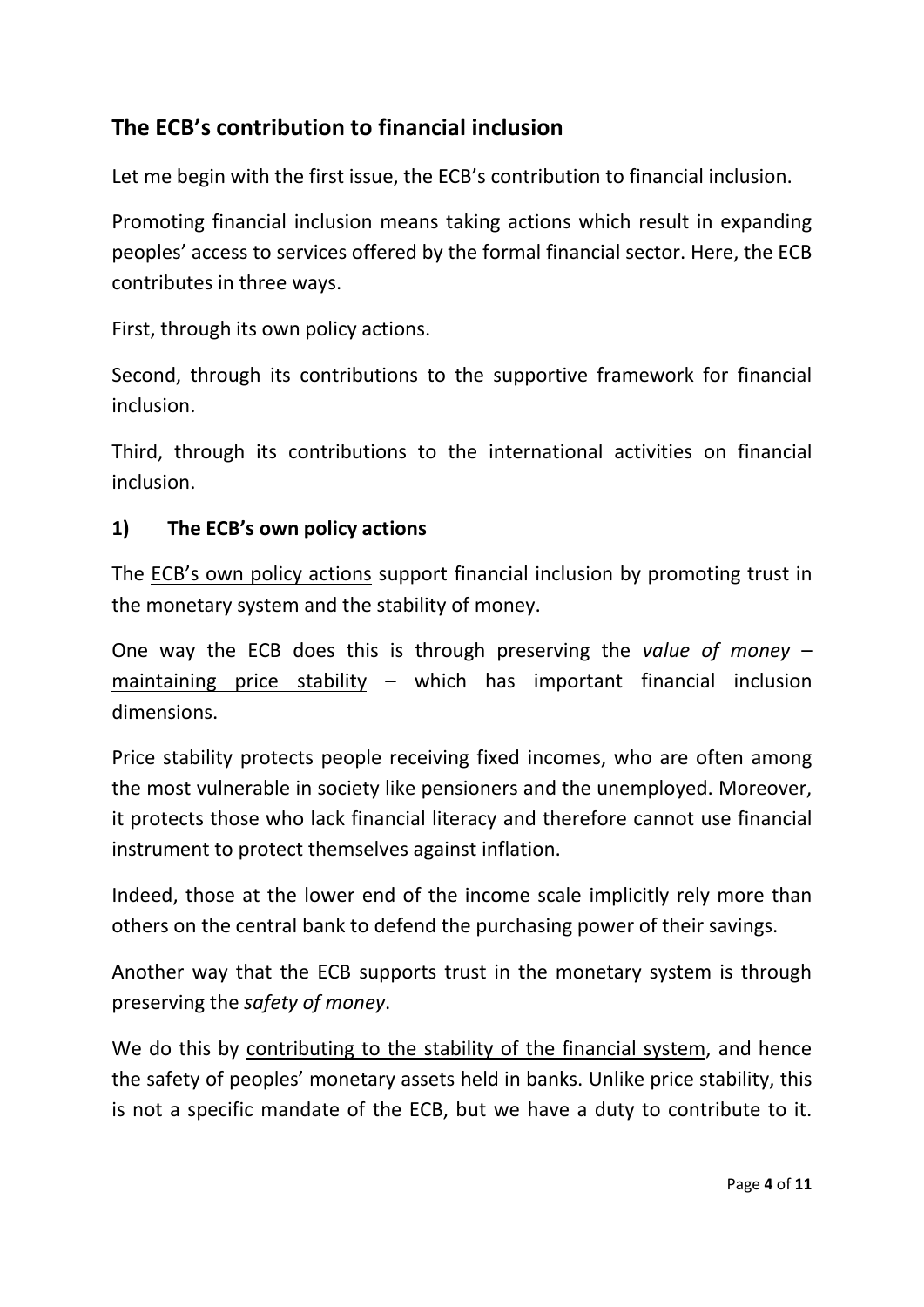## The ECB's contribution to financial inclusion

Let me begin with the first issue, the ECB's contribution to financial inclusion.

Promoting financial inclusion means taking actions which result in expanding peoples' access to services offered by the formal financial sector. Here, the ECB contributes in three ways.

First, through its own policy actions.

Second, through its contributions to the supportive framework for financial inclusion.

Third, through its contributions to the international activities on financial inclusion.

### 1) The ECB's own policy actions

The ECB's own policy actions support financial inclusion by promoting trust in the monetary system and the stability of money.

One way the ECB does this is through preserving the *value of money* – maintaining price stability – which has important financial inclusion dimensions.

Price stability protects people receiving fixed incomes, who are often among the most vulnerable in society like pensioners and the unemployed. Moreover, it protects those who lack financial literacy and therefore cannot use financial instrument to protect themselves against inflation.

Indeed, those at the lower end of the income scale implicitly rely more than others on the central bank to defend the purchasing power of their savings.

Another way that the ECB supports trust in the monetary system is through preserving the *safety of money*.

We do this by contributing to the stability of the financial system, and hence the safety of peoples' monetary assets held in banks. Unlike price stability, this is not a specific mandate of the ECB, but we have a duty to contribute to it.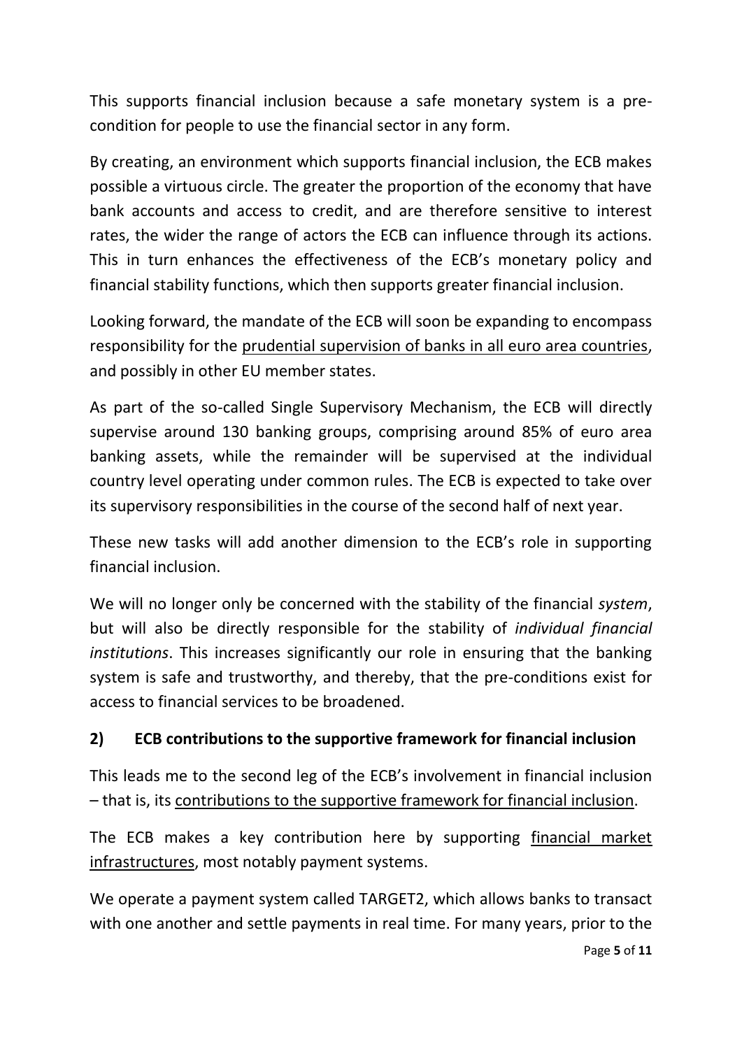This supports financial inclusion because a safe monetary system is a pre-condition for people to use the financial sector in any form.

By creating, an environment which supports financial inclusion, the ECB makes possible a virtuous circle. The greater the proportion of the economy that have bank accounts and access to credit, and are therefore sensitive to interest rates, the wider the range of actors the ECB can influence through its actions. This in turn enhances the effectiveness of the ECB's monetary policy and financial stability functions, which then supports greater financial inclusion.

Looking forward, the mandate of the ECB will soon be expanding to encompass responsibility for the <u>prudential supervision of banks in all euro area countries</u>, and possibly in other EU member states.

As part of the so-called Single Supervisory Mechanism, the ECB will directly supervise around 130 banking groups, comprising around 85% of euro area banking assets, while the remainder will be supervised at the individual country level operating under common rules. The ECB is expected to take over its supervisory responsibilities in the course of the second half of next year.

These new tasks will add another dimension to the ECB's role in supporting financial inclusion.

We will no longer only be concerned with the stability of the financial *system*, but will also be directly responsible for the stability of *individual financial institutions*. This increases significantly our role in ensuring that the banking system is safe and trustworthy, and thereby, that the pre-conditions exist for access to financial services to be broadened.

## 2) ECB contributions to the supportive framework for financial inclusion

This leads me to the second leg of the ECB's involvement in financial inclusion – that is, its <u>contributions to the supportive framework for financial inclusion</u>.

The ECB makes a key contribution here by supporting <u>financial market infrastructures</u>, most notably payment systems.

We operate a payment system called TARGET2, which allows banks to transact with one another and settle payments in real time. For many years, prior to the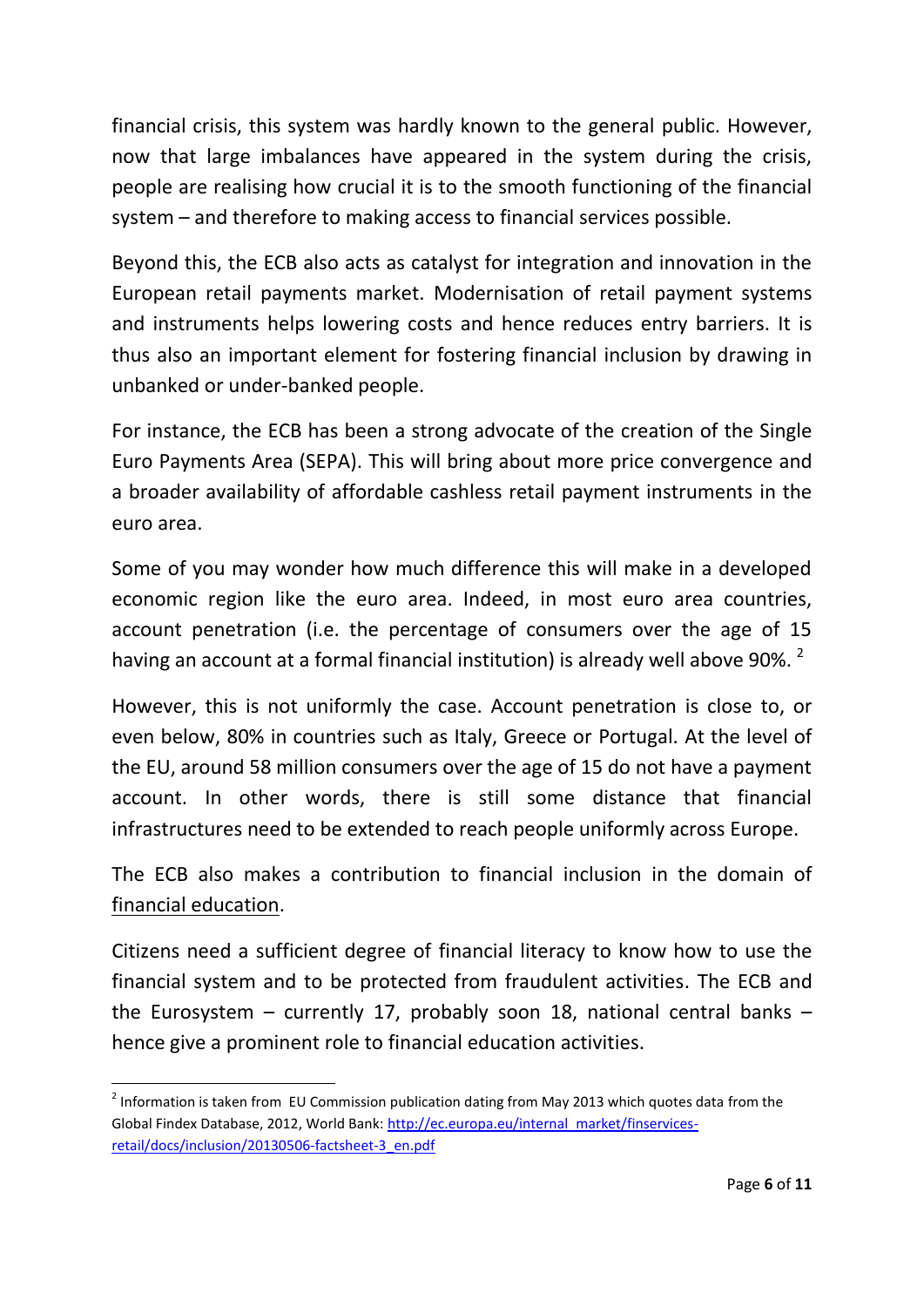financial crisis, this system was hardly known to the general public. However, now that large imbalances have appeared in the system during the crisis, people are realising how crucial it is to the smooth functioning of the financial system – and therefore to making access to financial services possible.

Beyond this, the ECB also acts as catalyst for integration and innovation in the European retail payments market. Modernisation of retail payment systems and instruments helps lowering costs and hence reduces entry barriers. It is thus also an important element for fostering financial inclusion by drawing in unbanked or under-banked people.

For instance, the ECB has been a strong advocate of the creation of the Single Euro Payments Area (SEPA). This will bring about more price convergence and a broader availability of affordable cashless retail payment instruments in the euro area.

Some of you may wonder how much difference this will make in a developed economic region like the euro area. Indeed, in most euro area countries, account penetration (i.e. the percentage of consumers over the age of 15 having an account at a formal financial institution) is already well above 90%. [2]

However, this is not uniformly the case. Account penetration is close to, or even below, 80% in countries such as Italy, Greece or Portugal. At the level of the EU, around 58 million consumers over the age of 15 do not have a payment account. In other words, there is still some distance that financial infrastructures need to be extended to reach people uniformly across Europe.

The ECB also makes a contribution to financial inclusion in the domain of financial education.

Citizens need a sufficient degree of financial literacy to know how to use the financial system and to be protected from fraudulent activities. The ECB and the Eurosystem – currently 17, probably soon 18, national central banks – hence give a prominent role to financial education activities.

---

[2] Information is taken from EU Commission publication dating from May 2013 which quotes data from the Global Findex Database, 2012, World Bank: http://ec.europa.eu/internal_market/finservices-retail/docs/inclusion/20130506-factsheet-3_en.pdf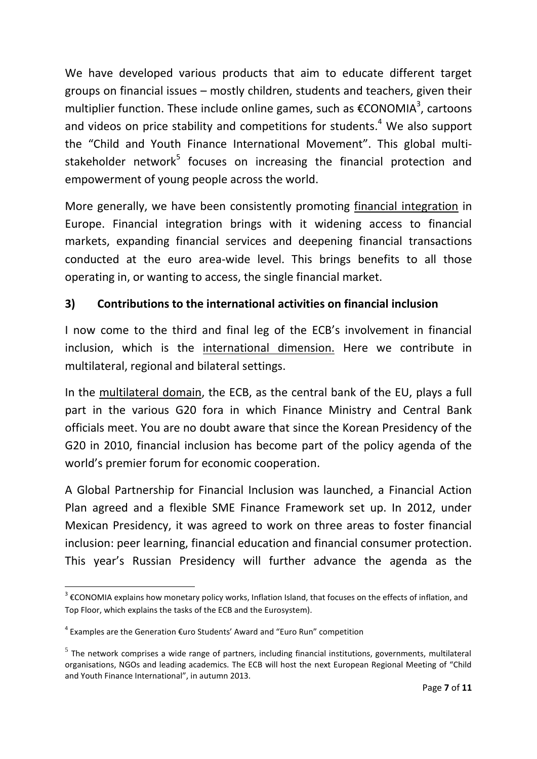We have developed various products that aim to educate different target groups on financial issues – mostly children, students and teachers, given their multiplier function. These include online games, such as €CONOMIA[3], cartoons and videos on price stability and competitions for students.[4] We also support the "Child and Youth Finance International Movement". This global multi-stakeholder network[5] focuses on increasing the financial protection and empowerment of young people across the world.

More generally, we have been consistently promoting financial integration in Europe. Financial integration brings with it widening access to financial markets, expanding financial services and deepening financial transactions conducted at the euro area-wide level. This brings benefits to all those operating in, or wanting to access, the single financial market.

### 3) Contributions to the international activities on financial inclusion

I now come to the third and final leg of the ECB's involvement in financial inclusion, which is the international dimension. Here we contribute in multilateral, regional and bilateral settings.

In the multilateral domain, the ECB, as the central bank of the EU, plays a full part in the various G20 fora in which Finance Ministry and Central Bank officials meet. You are no doubt aware that since the Korean Presidency of the G20 in 2010, financial inclusion has become part of the policy agenda of the world's premier forum for economic cooperation.

A Global Partnership for Financial Inclusion was launched, a Financial Action Plan agreed and a flexible SME Finance Framework set up. In 2012, under Mexican Presidency, it was agreed to work on three areas to foster financial inclusion: peer learning, financial education and financial consumer protection. This year's Russian Presidency will further advance the agenda as the

---

[3] €CONOMIA explains how monetary policy works, Inflation Island, that focuses on the effects of inflation, and Top Floor, which explains the tasks of the ECB and the Eurosystem).

[4] Examples are the Generation €uro Students' Award and "Euro Run" competition

[5] The network comprises a wide range of partners, including financial institutions, governments, multilateral organisations, NGOs and leading academics. The ECB will host the next European Regional Meeting of "Child and Youth Finance International", in autumn 2013.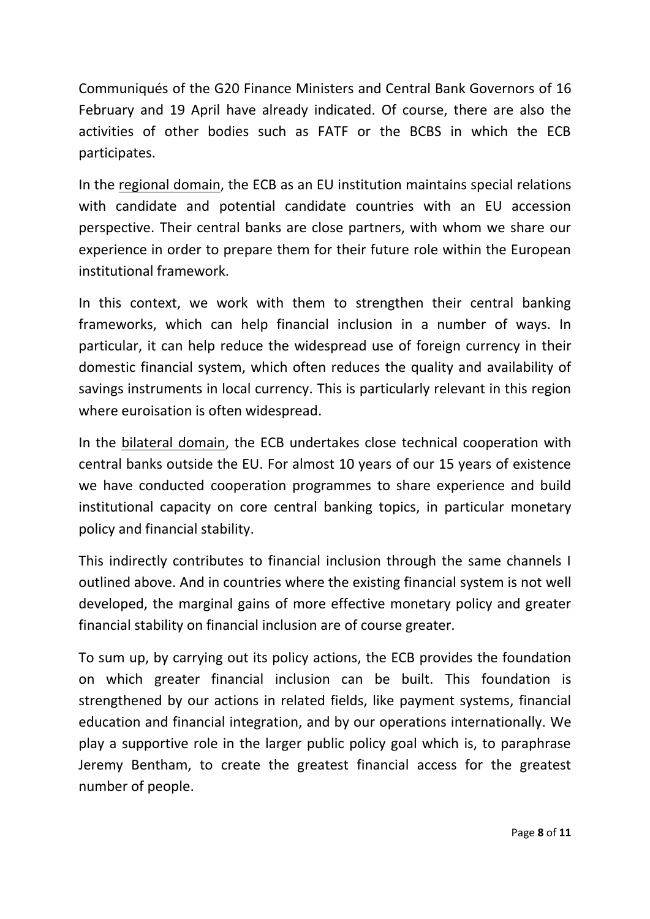Communiqués of the G20 Finance Ministers and Central Bank Governors of 16 February and 19 April have already indicated. Of course, there are also the activities of other bodies such as FATF or the BCBS in which the ECB participates.

In the <u>regional domain</u>, the ECB as an EU institution maintains special relations with candidate and potential candidate countries with an EU accession perspective. Their central banks are close partners, with whom we share our experience in order to prepare them for their future role within the European institutional framework.

In this context, we work with them to strengthen their central banking frameworks, which can help financial inclusion in a number of ways. In particular, it can help reduce the widespread use of foreign currency in their domestic financial system, which often reduces the quality and availability of savings instruments in local currency. This is particularly relevant in this region where euroisation is often widespread.

In the <u>bilateral domain</u>, the ECB undertakes close technical cooperation with central banks outside the EU. For almost 10 years of our 15 years of existence we have conducted cooperation programmes to share experience and build institutional capacity on core central banking topics, in particular monetary policy and financial stability.

This indirectly contributes to financial inclusion through the same channels I outlined above. And in countries where the existing financial system is not well developed, the marginal gains of more effective monetary policy and greater financial stability on financial inclusion are of course greater.

To sum up, by carrying out its policy actions, the ECB provides the foundation on which greater financial inclusion can be built. This foundation is strengthened by our actions in related fields, like payment systems, financial education and financial integration, and by our operations internationally. We play a supportive role in the larger public policy goal which is, to paraphrase Jeremy Bentham, to create the greatest financial access for the greatest number of people.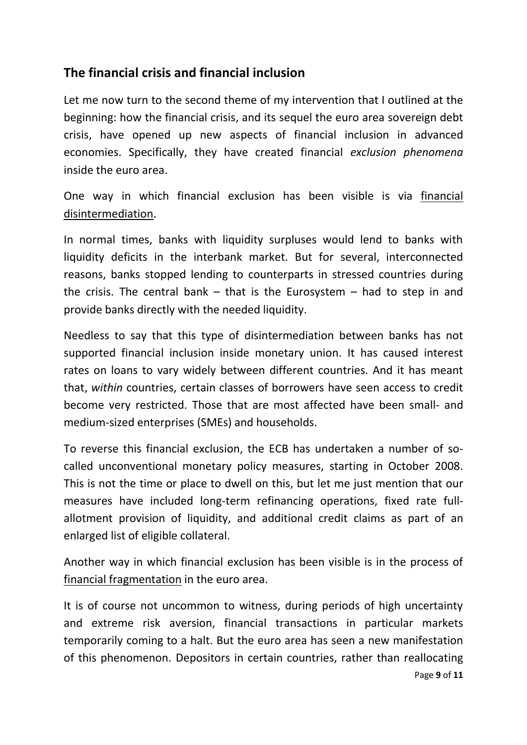## The financial crisis and financial inclusion

Let me now turn to the second theme of my intervention that I outlined at the beginning: how the financial crisis, and its sequel the euro area sovereign debt crisis, have opened up new aspects of financial inclusion in advanced economies. Specifically, they have created financial *exclusion phenomena* inside the euro area.

One way in which financial exclusion has been visible is via financial disintermediation.

In normal times, banks with liquidity surpluses would lend to banks with liquidity deficits in the interbank market. But for several, interconnected reasons, banks stopped lending to counterparts in stressed countries during the crisis. The central bank – that is the Eurosystem – had to step in and provide banks directly with the needed liquidity.

Needless to say that this type of disintermediation between banks has not supported financial inclusion inside monetary union. It has caused interest rates on loans to vary widely between different countries. And it has meant that, *within* countries, certain classes of borrowers have seen access to credit become very restricted. Those that are most affected have been small- and medium-sized enterprises (SMEs) and households.

To reverse this financial exclusion, the ECB has undertaken a number of so-called unconventional monetary policy measures, starting in October 2008. This is not the time or place to dwell on this, but let me just mention that our measures have included long-term refinancing operations, fixed rate full-allotment provision of liquidity, and additional credit claims as part of an enlarged list of eligible collateral.

Another way in which financial exclusion has been visible is in the process of financial fragmentation in the euro area.

It is of course not uncommon to witness, during periods of high uncertainty and extreme risk aversion, financial transactions in particular markets temporarily coming to a halt. But the euro area has seen a new manifestation of this phenomenon. Depositors in certain countries, rather than reallocating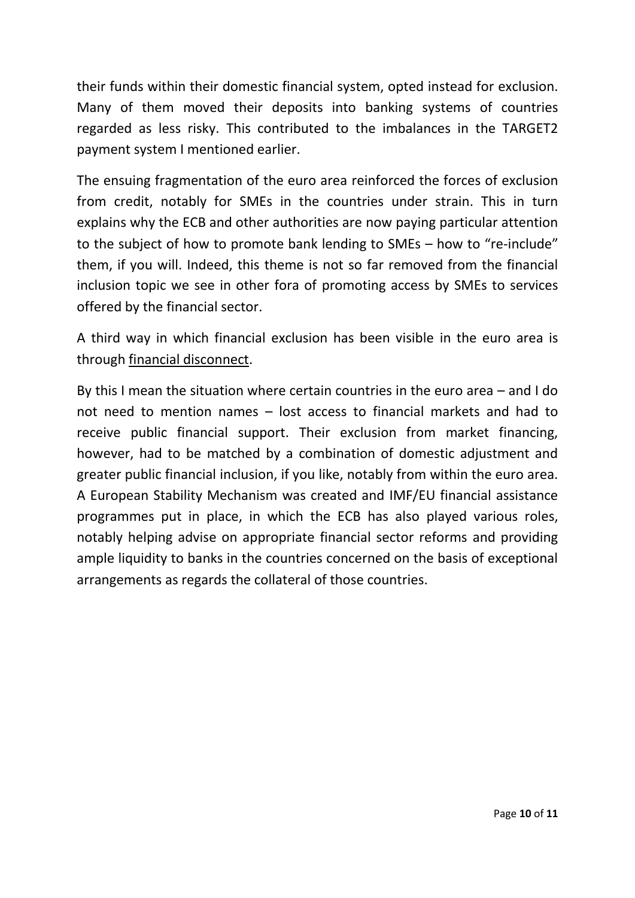their funds within their domestic financial system, opted instead for exclusion. Many of them moved their deposits into banking systems of countries regarded as less risky. This contributed to the imbalances in the TARGET2 payment system I mentioned earlier.

The ensuing fragmentation of the euro area reinforced the forces of exclusion from credit, notably for SMEs in the countries under strain. This in turn explains why the ECB and other authorities are now paying particular attention to the subject of how to promote bank lending to SMEs – how to "re-include" them, if you will. Indeed, this theme is not so far removed from the financial inclusion topic we see in other fora of promoting access by SMEs to services offered by the financial sector.

A third way in which financial exclusion has been visible in the euro area is through financial disconnect.

By this I mean the situation where certain countries in the euro area – and I do not need to mention names – lost access to financial markets and had to receive public financial support. Their exclusion from market financing, however, had to be matched by a combination of domestic adjustment and greater public financial inclusion, if you like, notably from within the euro area. A European Stability Mechanism was created and IMF/EU financial assistance programmes put in place, in which the ECB has also played various roles, notably helping advise on appropriate financial sector reforms and providing ample liquidity to banks in the countries concerned on the basis of exceptional arrangements as regards the collateral of those countries.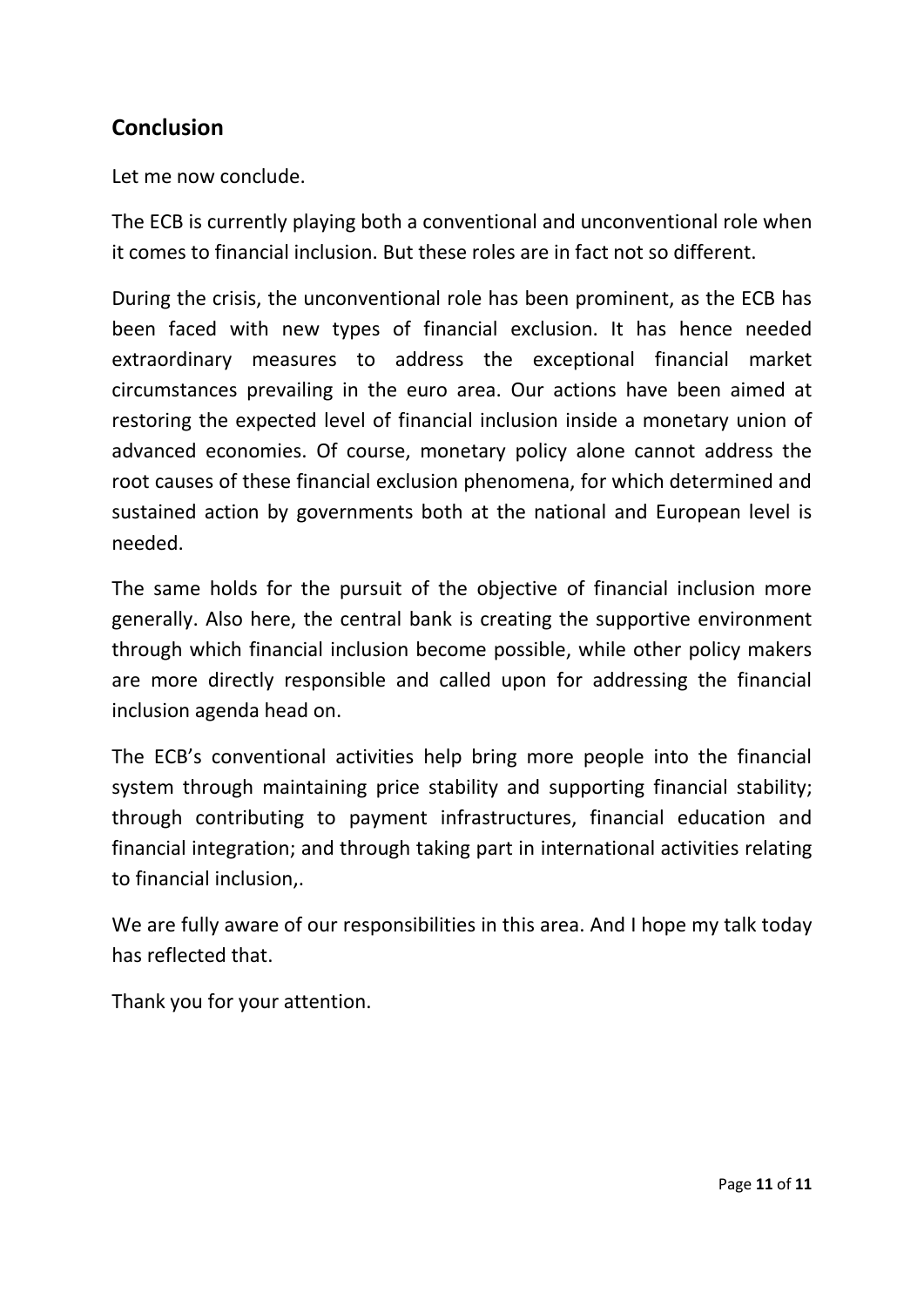## Conclusion

Let me now conclude.

The ECB is currently playing both a conventional and unconventional role when it comes to financial inclusion. But these roles are in fact not so different.

During the crisis, the unconventional role has been prominent, as the ECB has been faced with new types of financial exclusion. It has hence needed extraordinary measures to address the exceptional financial market circumstances prevailing in the euro area. Our actions have been aimed at restoring the expected level of financial inclusion inside a monetary union of advanced economies. Of course, monetary policy alone cannot address the root causes of these financial exclusion phenomena, for which determined and sustained action by governments both at the national and European level is needed.

The same holds for the pursuit of the objective of financial inclusion more generally. Also here, the central bank is creating the supportive environment through which financial inclusion become possible, while other policy makers are more directly responsible and called upon for addressing the financial inclusion agenda head on.

The ECB's conventional activities help bring more people into the financial system through maintaining price stability and supporting financial stability; through contributing to payment infrastructures, financial education and financial integration; and through taking part in international activities relating to financial inclusion,.

We are fully aware of our responsibilities in this area. And I hope my talk today has reflected that.

Thank you for your attention.